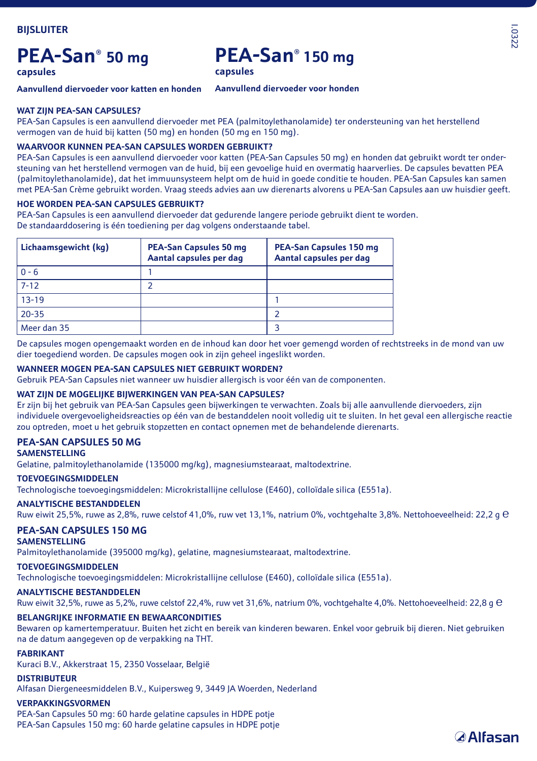**BIJSLUITER**

# PEA-San® 50 mg

**capsules**

**Aanvullend diervoeder voor katten en honden**

# PEA-San® 150 mg

**capsules**

**Aanvullend diervoeder voor honden**

### WAT ZIJN PEA-SAN CAPSULES?

PEA-San Capsules is een aanvullend diervoeder met PEA (palmitoylethanolamide) ter ondersteuning van het herstellend vermogen van de huid bij katten (50 mg) en honden (50 mg en 150 mg).

### WAARVOOR KUNNEN PEA-SAN CAPSULES WORDEN GEBRUIKT?

PEA-San Capsules is een aanvullend diervoeder voor katten (PEA-San Capsules 50 mg) en honden dat gebruikt wordt ter ondersteuning van het herstellend vermogen van de huid, bij een gevoelige huid en overmatig haarverlies. De capsules bevatten PEA (palmitoylethanolamide), dat het immuunsysteem helpt om de huid in goede conditie te houden. PEA-San Capsules kan samen met PEA-San Crème gebruikt worden. Vraag steeds advies aan uw dierenarts alvorens u PEA-San Capsules aan uw huisdier geeft.

### HOE WORDEN PEA-SAN CAPSULES GEBRUIKT?

PEA-San Capsules is een aanvullend diervoeder dat gedurende langere periode gebruikt dient te worden.
De standaarddosering is één toediening per dag volgens onderstaande tabel.

| Lichaamsgewicht (kg) | PEA-San Capsules 50 mg Aantal capsules per dag | PEA-San Capsules 150 mg Aantal capsules per dag |
|---|---|---|
| 0 - 6 | 1 | |
| 7-12 | 2 | |
| 13-19 | | 1 |
| 20-35 | | 2 |
| Meer dan 35 | | 3 |

De capsules mogen opengemaakt worden en de inhoud kan door het voer gemengd worden of rechtstreeks in de mond van uw dier toegediend worden. De capsules mogen ook in zijn geheel ingeslikt worden.

### WANNEER MOGEN PEA-SAN CAPSULES NIET GEBRUIKT WORDEN?

Gebruik PEA-San Capsules niet wanneer uw huisdier allergisch is voor één van de componenten.

### WAT ZIJN DE MOGELIJKE BIJWERKINGEN VAN PEA-SAN CAPSULES?

Er zijn bij het gebruik van PEA-San Capsules geen bijwerkingen te verwachten. Zoals bij alle aanvullende diervoeders, zijn individuele overgevoeligheidsreacties op één van de bestanddelen nooit volledig uit te sluiten. In het geval een allergische reactie zou optreden, moet u het gebruik stopzetten en contact opnemen met de behandelende dierenarts.

## PEA-SAN CAPSULES 50 MG

### SAMENSTELLING

Gelatine, palmitoylethanolamide (135000 mg/kg), magnesiumstearaat, maltodextrine.

### TOEVOEGINGSMIDDELEN

Technologische toevoegingsmiddelen: Microkristallijne cellulose (E460), colloïdale silica (E551a).

### ANALYTISCHE BESTANDDELEN

Ruw eiwit 25,5%, ruwe as 2,8%, ruwe celstof 41,0%, ruw vet 13,1%, natrium 0%, vochtgehalte 3,8%. Nettohoeveelheid: 22,2 g ℮

## PEA-SAN CAPSULES 150 MG

### SAMENSTELLING

Palmitoylethanolamide (395000 mg/kg), gelatine, magnesiumstearaat, maltodextrine.

### TOEVOEGINGSMIDDELEN

Technologische toevoegingsmiddelen: Microkristallijne cellulose (E460), colloïdale silica (E551a).

### ANALYTISCHE BESTANDDELEN

Ruw eiwit 32,5%, ruwe as 5,2%, ruwe celstof 22,4%, ruw vet 31,6%, natrium 0%, vochtgehalte 4,0%. Nettohoeveelheid: 22,8 g ℮

### BELANGRIJKE INFORMATIE EN BEWAARCONDITIES

Bewaren op kamertemperatuur. Buiten het zicht en bereik van kinderen bewaren. Enkel voor gebruik bij dieren. Niet gebruiken na de datum aangegeven op de verpakking na THT.

### FABRIKANT

Kuraci B.V., Akkerstraat 15, 2350 Vosselaar, België

### DISTRIBUTEUR

Alfasan Diergeneesmiddelen B.V., Kuipersweg 9, 3449 JA Woerden, Nederland

### VERPAKKINGSVORMEN

PEA-San Capsules 50 mg: 60 harde gelatine capsules in HDPE potje
PEA-San Capsules 150 mg: 60 harde gelatine capsules in HDPE potje

Alfasan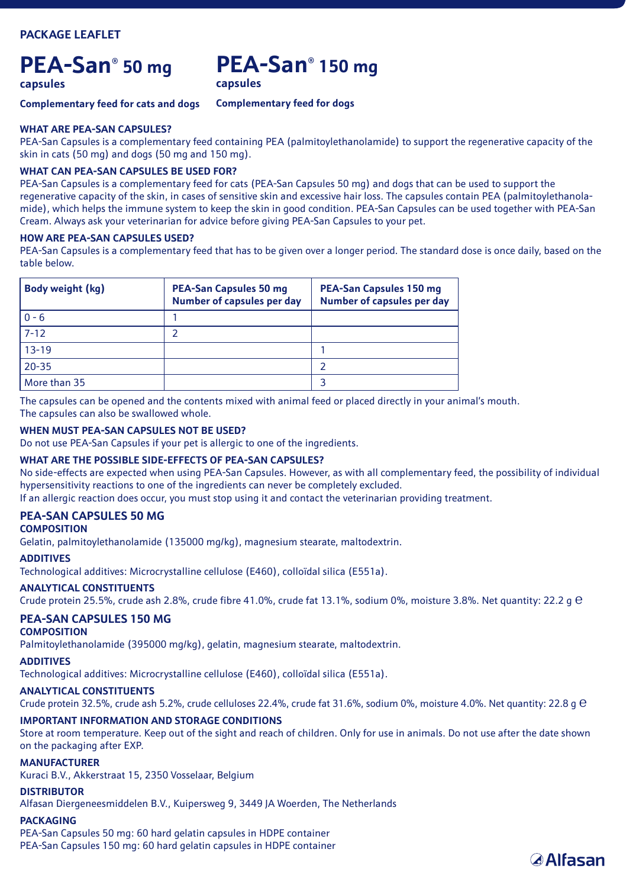PACKAGE LEAFLET

# PEA-San® 50 mg

**capsules**

**Complementary feed for cats and dogs**

# PEA-San® 150 mg

**capsules**

**Complementary feed for dogs**

### WHAT ARE PEA-SAN CAPSULES?

PEA-San Capsules is a complementary feed containing PEA (palmitoylethanolamide) to support the regenerative capacity of the skin in cats (50 mg) and dogs (50 mg and 150 mg).

### WHAT CAN PEA-SAN CAPSULES BE USED FOR?

PEA-San Capsules is a complementary feed for cats (PEA-San Capsules 50 mg) and dogs that can be used to support the regenerative capacity of the skin, in cases of sensitive skin and excessive hair loss. The capsules contain PEA (palmitoylethanolamide), which helps the immune system to keep the skin in good condition. PEA-San Capsules can be used together with PEA-San Cream. Always ask your veterinarian for advice before giving PEA-San Capsules to your pet.

### HOW ARE PEA-SAN CAPSULES USED?

PEA-San Capsules is a complementary feed that has to be given over a longer period. The standard dose is once daily, based on the table below.

| Body weight (kg) | PEA-San Capsules 50 mg Number of capsules per day | PEA-San Capsules 150 mg Number of capsules per day |
|---|---|---|
| 0 - 6 | 1 | |
| 7-12 | 2 | |
| 13-19 | | 1 |
| 20-35 | | 2 |
| More than 35 | | 3 |

The capsules can be opened and the contents mixed with animal feed or placed directly in your animal's mouth.
The capsules can also be swallowed whole.

### WHEN MUST PEA-SAN CAPSULES NOT BE USED?

Do not use PEA-San Capsules if your pet is allergic to one of the ingredients.

### WHAT ARE THE POSSIBLE SIDE-EFFECTS OF PEA-SAN CAPSULES?

No side-effects are expected when using PEA-San Capsules. However, as with all complementary feed, the possibility of individual hypersensitivity reactions to one of the ingredients can never be completely excluded.
If an allergic reaction does occur, you must stop using it and contact the veterinarian providing treatment.

## PEA-SAN CAPSULES 50 MG

### COMPOSITION

Gelatin, palmitoylethanolamide (135000 mg/kg), magnesium stearate, maltodextrin.

### ADDITIVES

Technological additives: Microcrystalline cellulose (E460), colloïdal silica (E551a).

### ANALYTICAL CONSTITUENTS

Crude protein 25.5%, crude ash 2.8%, crude fibre 41.0%, crude fat 13.1%, sodium 0%, moisture 3.8%. Net quantity: 22.2 g ℮

## PEA-SAN CAPSULES 150 MG

### COMPOSITION

Palmitoylethanolamide (395000 mg/kg), gelatin, magnesium stearate, maltodextrin.

### ADDITIVES

Technological additives: Microcrystalline cellulose (E460), colloïdal silica (E551a).

### ANALYTICAL CONSTITUENTS

Crude protein 32.5%, crude ash 5.2%, crude celluloses 22.4%, crude fat 31.6%, sodium 0%, moisture 4.0%. Net quantity: 22.8 g ℮

### IMPORTANT INFORMATION AND STORAGE CONDITIONS

Store at room temperature. Keep out of the sight and reach of children. Only for use in animals. Do not use after the date shown on the packaging after EXP.

### MANUFACTURER

Kuraci B.V., Akkerstraat 15, 2350 Vosselaar, Belgium

### DISTRIBUTOR

Alfasan Diergeneesmiddelen B.V., Kuipersweg 9, 3449 JA Woerden, The Netherlands

### PACKAGING

PEA-San Capsules 50 mg: 60 hard gelatin capsules in HDPE container
PEA-San Capsules 150 mg: 60 hard gelatin capsules in HDPE container

Alfasan